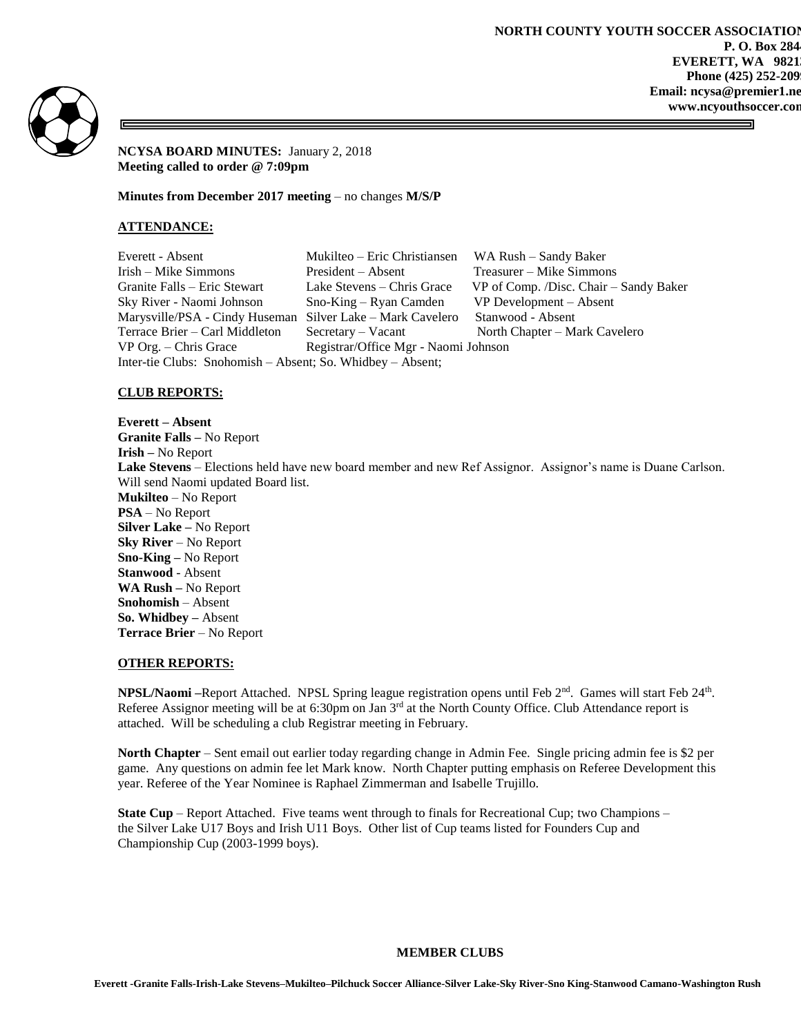NORTH COUNTY YOUTH SOCCER ASSOCIATION
P. O. Box 284
EVERETT, WA 9821
Phone (425) 252-209
Email: ncysa@premier1.ne
www.ncyouthsoccer.com

**NCYSA BOARD MINUTES:** January 2, 2018
**Meeting called to order @ 7:09pm**

**Minutes from December 2017 meeting** – no changes **M/S/P**

## ATTENDANCE:

Everett - Absent
Mukilteo – Eric Christiansen
WA Rush – Sandy Baker
Irish – Mike Simmons
President – Absent
Treasurer – Mike Simmons
Granite Falls – Eric Stewart
Lake Stevens – Chris Grace
VP of Comp. /Disc. Chair – Sandy Baker
Sky River - Naomi Johnson
Sno-King – Ryan Camden
VP Development – Absent
Marysville/PSA - Cindy Huseman
Silver Lake – Mark Cavelero
Stanwood - Absent
Terrace Brier – Carl Middleton
Secretary – Vacant
North Chapter – Mark Cavelero
VP Org. – Chris Grace
Registrar/Office Mgr - Naomi Johnson
Inter-tie Clubs: Snohomish – Absent; So. Whidbey – Absent;

## CLUB REPORTS:

**Everett – Absent**
**Granite Falls –** No Report
**Irish –** No Report
**Lake Stevens** – Elections held have new board member and new Ref Assignor. Assignor's name is Duane Carlson. Will send Naomi updated Board list.
**Mukilteo** – No Report
**PSA** – No Report
**Silver Lake –** No Report
**Sky River** – No Report
**Sno-King –** No Report
**Stanwood** - Absent
**WA Rush –** No Report
**Snohomish** – Absent
**So. Whidbey –** Absent
**Terrace Brier** – No Report

## OTHER REPORTS:

**NPSL/Naomi –**Report Attached. NPSL Spring league registration opens until Feb 2nd. Games will start Feb 24th. Referee Assignor meeting will be at 6:30pm on Jan 3rd at the North County Office. Club Attendance report is attached. Will be scheduling a club Registrar meeting in February.

**North Chapter** – Sent email out earlier today regarding change in Admin Fee. Single pricing admin fee is $2 per game. Any questions on admin fee let Mark know. North Chapter putting emphasis on Referee Development this year. Referee of the Year Nominee is Raphael Zimmerman and Isabelle Trujillo.

**State Cup** – Report Attached. Five teams went through to finals for Recreational Cup; two Champions – the Silver Lake U17 Boys and Irish U11 Boys. Other list of Cup teams listed for Founders Cup and Championship Cup (2003-1999 boys).

**MEMBER CLUBS**

**Everett -Granite Falls-Irish-Lake Stevens–Mukilteo–Pilchuck Soccer Alliance-Silver Lake-Sky River-Sno King-Stanwood Camano-Washington Rush**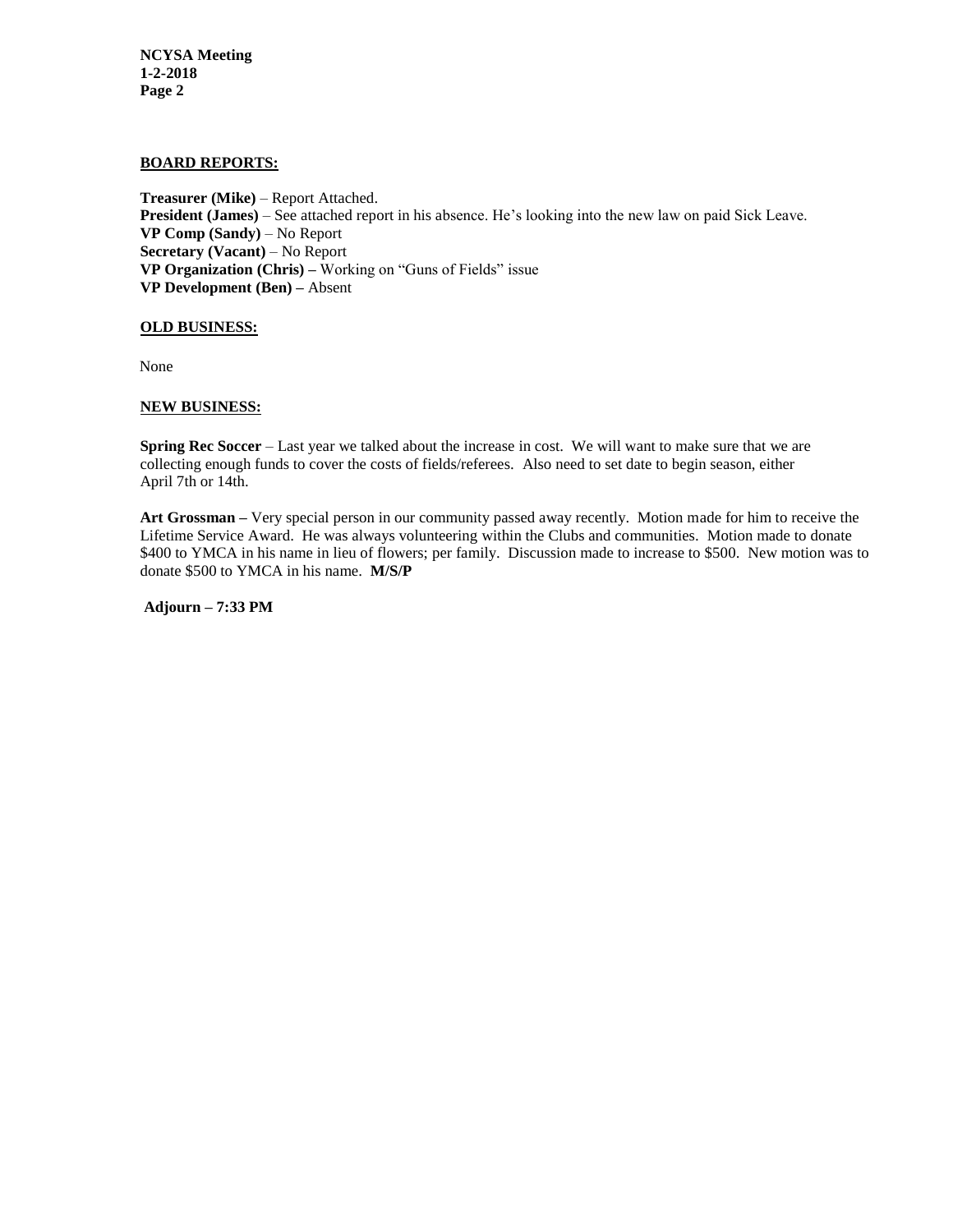## BOARD REPORTS:

**Treasurer (Mike)** – Report Attached.
**President (James)** – See attached report in his absence. He's looking into the new law on paid Sick Leave.
**VP Comp (Sandy)** – No Report
**Secretary (Vacant)** – No Report
**VP Organization (Chris) –** Working on "Guns of Fields" issue
**VP Development (Ben) –** Absent

## OLD BUSINESS:

None

## NEW BUSINESS:

**Spring Rec Soccer** – Last year we talked about the increase in cost. We will want to make sure that we are collecting enough funds to cover the costs of fields/referees. Also need to set date to begin season, either April 7th or 14th.

**Art Grossman –** Very special person in our community passed away recently. Motion made for him to receive the Lifetime Service Award. He was always volunteering within the Clubs and communities. Motion made to donate $400 to YMCA in his name in lieu of flowers; per family. Discussion made to increase to $500. New motion was to donate $500 to YMCA in his name. **M/S/P**

**Adjourn – 7:33 PM**